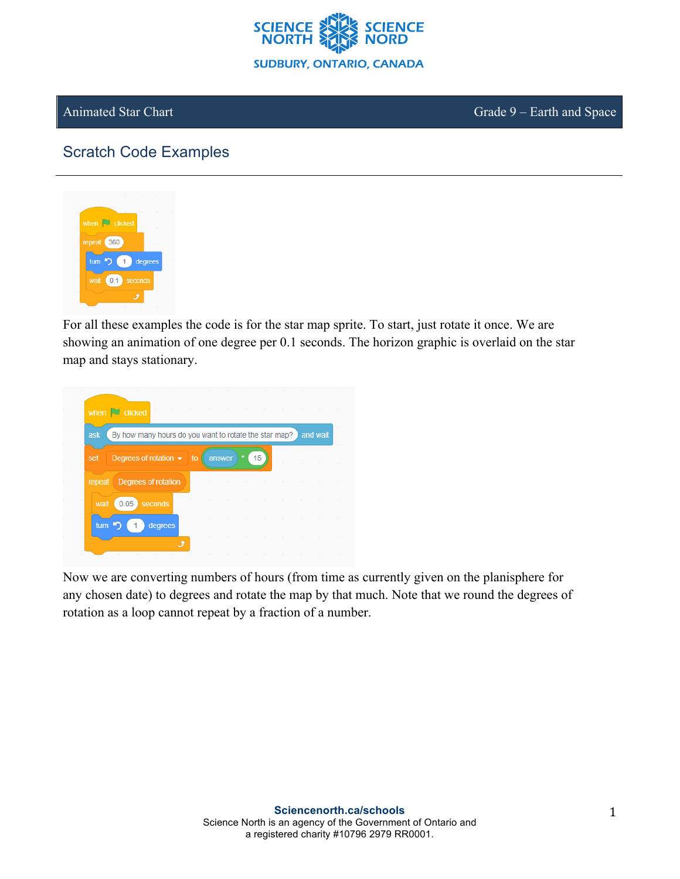Animated Star Chart — Grade 9 – Earth and Space

## Scratch Code Examples

```
when [green flag] clicked
repeat (360)
    turn ↺ (1) degrees
    wait (0.1) seconds
end
```

For all these examples the code is for the star map sprite. To start, just rotate it once. We are showing an animation of one degree per 0.1 seconds. The horizon graphic is overlaid on the star map and stays stationary.

```
when [green flag] clicked
ask [By how many hours do you want to rotate the star map?] and wait
set [Degrees of rotation] to ((answer) * (15))
repeat (Degrees of rotation)
    wait (0.05) seconds
    turn ↺ (1) degrees
end
```

Now we are converting numbers of hours (from time as currently given on the planisphere for any chosen date) to degrees and rotate the map by that much. Note that we round the degrees of rotation as a loop cannot repeat by a fraction of a number.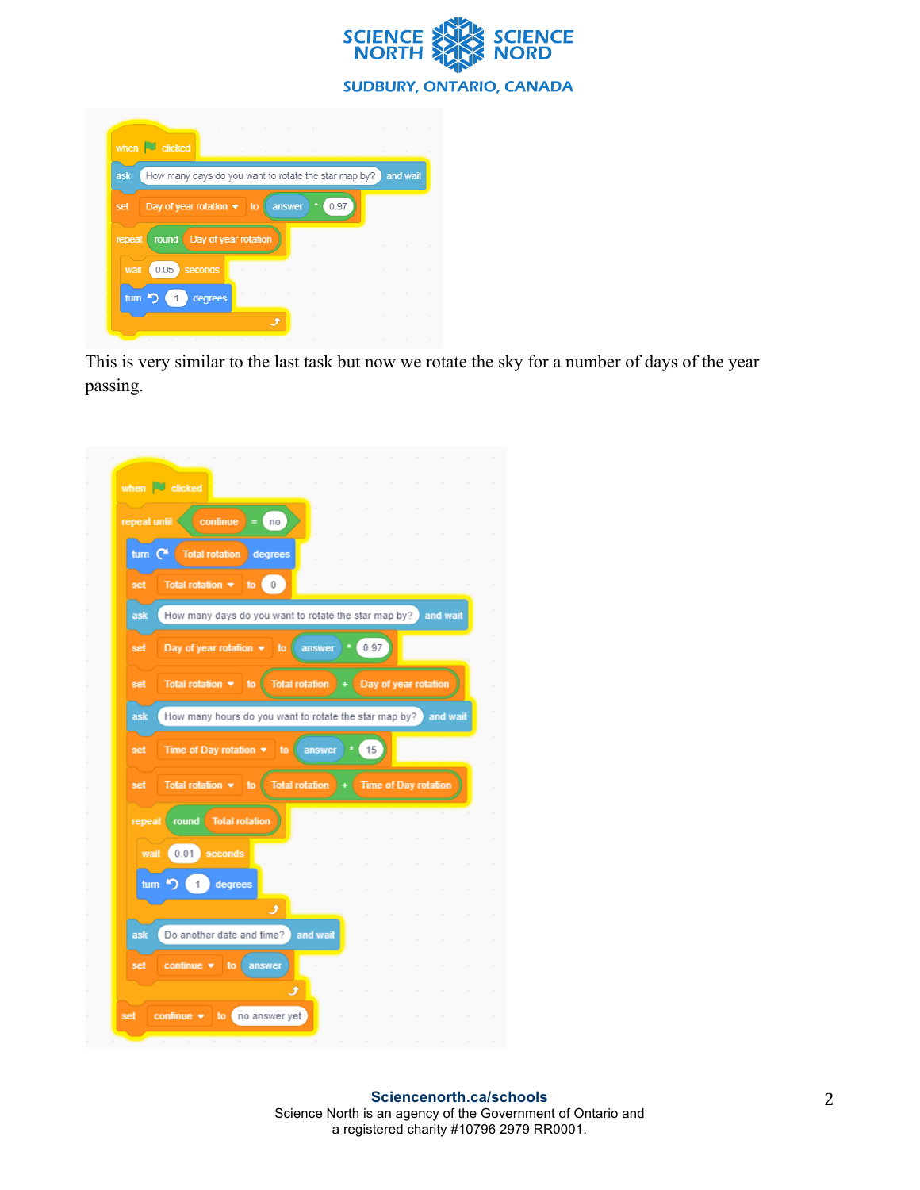```
when green flag clicked
ask (How many days do you want to rotate the star map by?) and wait
set [Day of year rotation] to ((answer) * (0.97))
repeat (round (Day of year rotation))
    wait (0.05) seconds
    turn ↺ (1) degrees
end
```

This is very similar to the last task but now we rotate the sky for a number of days of the year passing.

```
when green flag clicked
repeat until <(continue) = (no)>
    turn ↻ (Total rotation) degrees
    set [Total rotation] to (0)
    ask (How many days do you want to rotate the star map by?) and wait
    set [Day of year rotation] to ((answer) * (0.97))
    set [Total rotation] to ((Total rotation) + (Day of year rotation))
    ask (How many hours do you want to rotate the star map by?) and wait
    set [Time of Day rotation] to ((answer) * (15))
    set [Total rotation] to ((Total rotation) + (Time of Day rotation))
    repeat (round (Total rotation))
        wait (0.01) seconds
        turn ↺ (1) degrees
    end
    ask (Do another date and time?) and wait
    set [continue] to (answer)
end
set [continue] to (no answer yet)
```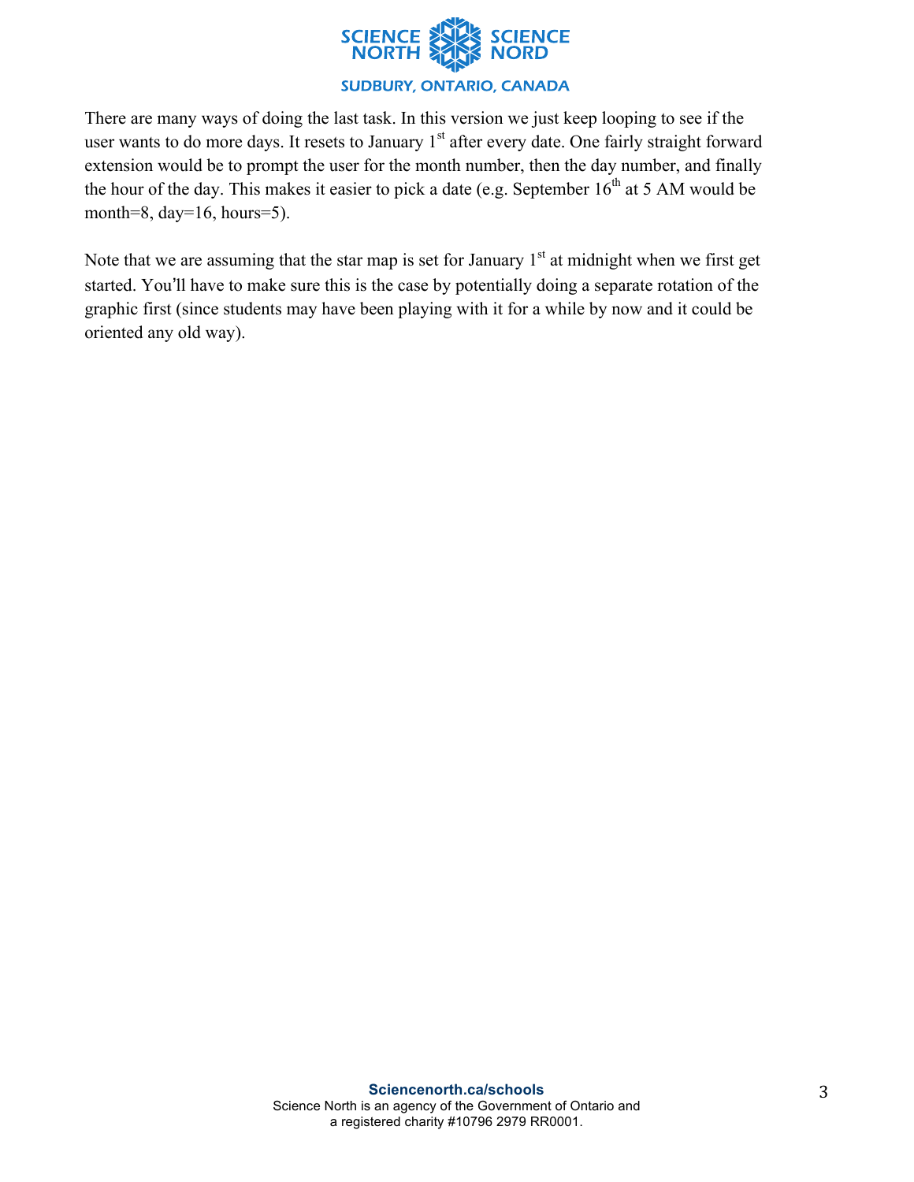There are many ways of doing the last task. In this version we just keep looping to see if the user wants to do more days. It resets to January 1st after every date. One fairly straight forward extension would be to prompt the user for the month number, then the day number, and finally the hour of the day. This makes it easier to pick a date (e.g. September 16th at 5 AM would be month=8, day=16, hours=5).

Note that we are assuming that the star map is set for January 1st at midnight when we first get started. You'll have to make sure this is the case by potentially doing a separate rotation of the graphic first (since students may have been playing with it for a while by now and it could be oriented any old way).